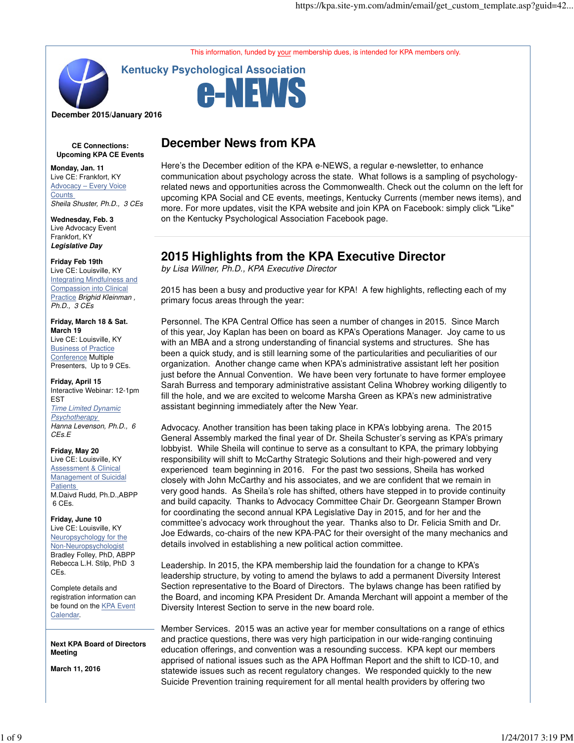This information, funded by your membership dues, is intended for KPA members only.

# Kentucky Psychological Association e-NEWS

**December 2015/January 2016**

## December News from KPA

Here's the December edition of the KPA e-NEWS, a regular e-newsletter, to enhance communication about psychology across the state. What follows is a sampling of psychology-related news and opportunities across the Commonwealth. Check out the column on the left for upcoming KPA Social and CE events, meetings, Kentucky Currents (member news items), and more. For more updates, visit the KPA website and join KPA on Facebook: simply click "Like" on the Kentucky Psychological Association Facebook page.

## 2015 Highlights from the KPA Executive Director

*by Lisa Willner, Ph.D., KPA Executive Director*

2015 has been a busy and productive year for KPA! A few highlights, reflecting each of my primary focus areas through the year:

Personnel. The KPA Central Office has seen a number of changes in 2015. Since March of this year, Joy Kaplan has been on board as KPA's Operations Manager. Joy came to us with an MBA and a strong understanding of financial systems and structures. She has been a quick study, and is still learning some of the particularities and peculiarities of our organization. Another change came when KPA's administrative assistant left her position just before the Annual Convention. We have been very fortunate to have former employee Sarah Burress and temporary administrative assistant Celina Whobrey working diligently to fill the hole, and we are excited to welcome Marsha Green as KPA's new administrative assistant beginning immediately after the New Year.

Advocacy. Another transition has been taking place in KPA's lobbying arena. The 2015 General Assembly marked the final year of Dr. Sheila Schuster's serving as KPA's primary lobbyist. While Sheila will continue to serve as a consultant to KPA, the primary lobbying responsibility will shift to McCarthy Strategic Solutions and their high-powered and very experienced team beginning in 2016. For the past two sessions, Sheila has worked closely with John McCarthy and his associates, and we are confident that we remain in very good hands. As Sheila's role has shifted, others have stepped in to provide continuity and build capacity. Thanks to Advocacy Committee Chair Dr. Georgeann Stamper Brown for coordinating the second annual KPA Legislative Day in 2015, and for her and the committee's advocacy work throughout the year. Thanks also to Dr. Felicia Smith and Dr. Joe Edwards, co-chairs of the new KPA-PAC for their oversight of the many mechanics and details involved in establishing a new political action committee.

Leadership. In 2015, the KPA membership laid the foundation for a change to KPA's leadership structure, by voting to amend the bylaws to add a permanent Diversity Interest Section representative to the Board of Directors. The bylaws change has been ratified by the Board, and incoming KPA President Dr. Amanda Merchant will appoint a member of the Diversity Interest Section to serve in the new board role.

Member Services. 2015 was an active year for member consultations on a range of ethics and practice questions, there was very high participation in our wide-ranging continuing education offerings, and convention was a resounding success. KPA kept our members apprised of national issues such as the APA Hoffman Report and the shift to ICD-10, and statewide issues such as recent regulatory changes. We responded quickly to the new Suicide Prevention training requirement for all mental health providers by offering two

---

**CE Connections: Upcoming KPA CE Events**

**Monday, Jan. 11**
Live CE: Frankfort, KY
Advocacy – Every Voice Counts
*Sheila Shuster, Ph.D., 3 CEs*

**Wednesday, Feb. 3**
Live Advocacy Event
Frankfort, KY
***Legislative Day***

**Friday Feb 19th**
Live CE: Louisville, KY
Integrating Mindfulness and Compassion into Clinical Practice *Brighid Kleinman , Ph.D., 3 CEs*

**Friday, March 18 & Sat. March 19**
Live CE: Louisville, KY
Business of Practice Conference Multiple Presenters, Up to 9 CEs.

**Friday, April 15**
Interactive Webinar: 12-1pm EST
*Time Limited Dynamic Psychotherapy*
*Hanna Levenson, Ph.D., 6 CEs.E*

**Friday, May 20**
Live CE: Louisville, KY
Assessment & Clinical Management of Suicidal Patients
M.Daivd Rudd, Ph.D.,ABPP 6 CEs.

**Friday, June 10**
Live CE: Louisville, KY
Neuropsychology for the Non-Neuropsychologist
Bradley Folley, PhD, ABPP
Rebecca L.H. Stilp, PhD 3 CEs.

Complete details and registration information can be found on the KPA Event Calendar.

**Next KPA Board of Directors Meeting**

**March 11, 2016**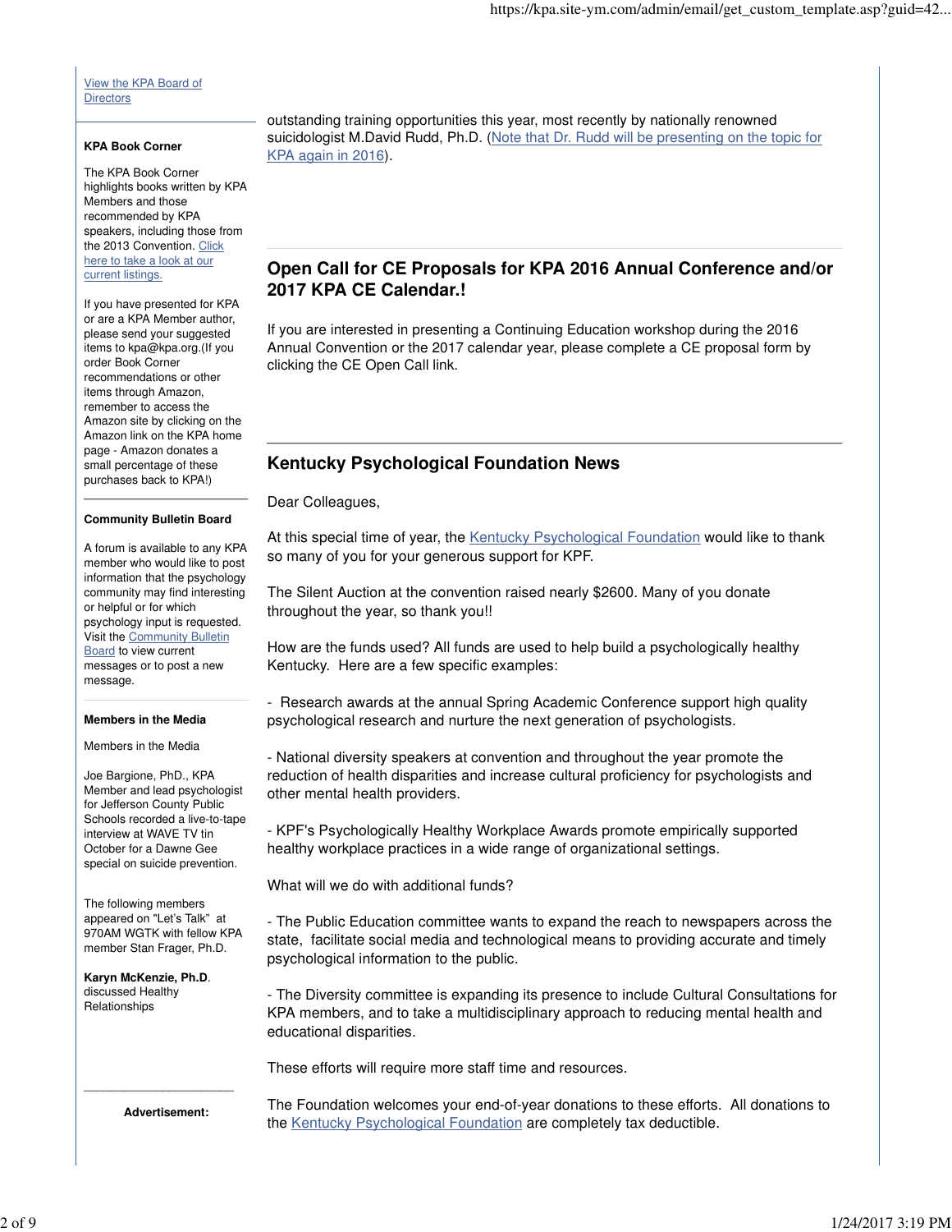[View the KPA Board of Directors]

**KPA Book Corner**

The KPA Book Corner highlights books written by KPA Members and those recommended by KPA speakers, including those from the 2013 Convention. [Click here to take a look at our current listings.]

If you have presented for KPA or are a KPA Member author, please send your suggested items to kpa@kpa.org.(If you order Book Corner recommendations or other items through Amazon, remember to access the Amazon site by clicking on the Amazon link on the KPA home page - Amazon donates a small percentage of these purchases back to KPA!)

**Community Bulletin Board**

A forum is available to any KPA member who would like to post information that the psychology community may find interesting or helpful or for which psychology input is requested. Visit the [Community Bulletin Board] to view current messages or to post a new message.

**Members in the Media**

Members in the Media

Joe Bargione, PhD., KPA Member and lead psychologist for Jefferson County Public Schools recorded a live-to-tape interview at WAVE TV tin October for a Dawne Gee special on suicide prevention.

The following members appeared on "Let's Talk" at 970AM WGTK with fellow KPA member Stan Frager, Ph.D.

**Karyn McKenzie, Ph.D**. discussed Healthy Relationships

**Advertisement:**

outstanding training opportunities this year, most recently by nationally renowned suicidologist M.David Rudd, Ph.D. ([Note that Dr. Rudd will be presenting on the topic for KPA again in 2016]).

## Open Call for CE Proposals for KPA 2016 Annual Conference and/or 2017 KPA CE Calendar.!

If you are interested in presenting a Continuing Education workshop during the 2016 Annual Convention or the 2017 calendar year, please complete a CE proposal form by clicking the CE Open Call link.

## Kentucky Psychological Foundation News

Dear Colleagues,

At this special time of year, the [Kentucky Psychological Foundation] would like to thank so many of you for your generous support for KPF.

The Silent Auction at the convention raised nearly $2600. Many of you donate throughout the year, so thank you!!

How are the funds used? All funds are used to help build a psychologically healthy Kentucky. Here are a few specific examples:

- Research awards at the annual Spring Academic Conference support high quality psychological research and nurture the next generation of psychologists.

- National diversity speakers at convention and throughout the year promote the reduction of health disparities and increase cultural proficiency for psychologists and other mental health providers.

- KPF's Psychologically Healthy Workplace Awards promote empirically supported healthy workplace practices in a wide range of organizational settings.

What will we do with additional funds?

- The Public Education committee wants to expand the reach to newspapers across the state, facilitate social media and technological means to providing accurate and timely psychological information to the public.

- The Diversity committee is expanding its presence to include Cultural Consultations for KPA members, and to take a multidisciplinary approach to reducing mental health and educational disparities.

These efforts will require more staff time and resources.

The Foundation welcomes your end-of-year donations to these efforts. All donations to the [Kentucky Psychological Foundation] are completely tax deductible.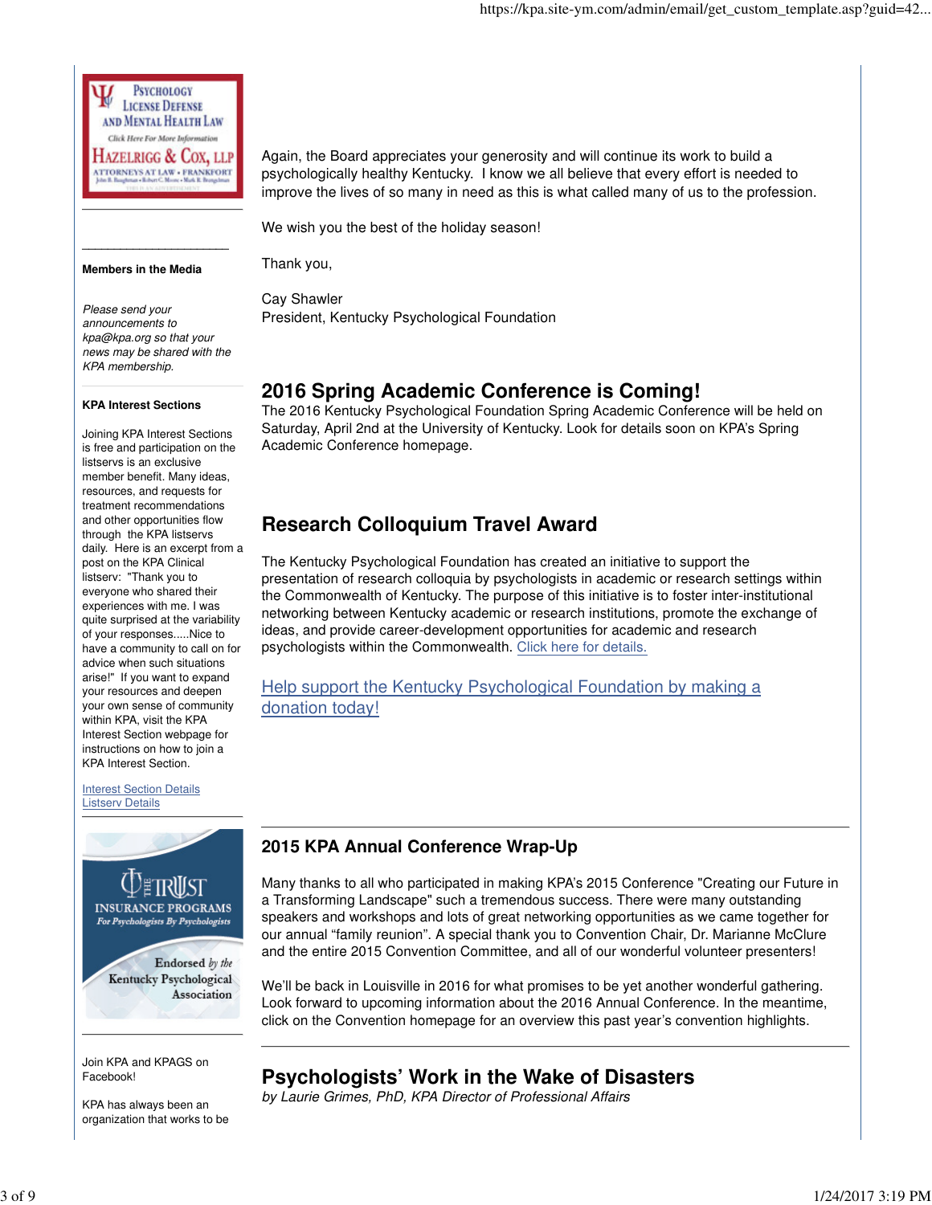Again, the Board appreciates your generosity and will continue its work to build a psychologically healthy Kentucky. I know we all believe that every effort is needed to improve the lives of so many in need as this is what called many of us to the profession.

We wish you the best of the holiday season!

Thank you,

Cay Shawler
President, Kentucky Psychological Foundation

## 2016 Spring Academic Conference is Coming!

The 2016 Kentucky Psychological Foundation Spring Academic Conference will be held on Saturday, April 2nd at the University of Kentucky. Look for details soon on KPA's Spring Academic Conference homepage.

## Research Colloquium Travel Award

The Kentucky Psychological Foundation has created an initiative to support the presentation of research colloquia by psychologists in academic or research settings within the Commonwealth of Kentucky. The purpose of this initiative is to foster inter-institutional networking between Kentucky academic or research institutions, promote the exchange of ideas, and provide career-development opportunities for academic and research psychologists within the Commonwealth. Click here for details.

Help support the Kentucky Psychological Foundation by making a donation today!

## 2015 KPA Annual Conference Wrap-Up

Many thanks to all who participated in making KPA's 2015 Conference "Creating our Future in a Transforming Landscape" such a tremendous success. There were many outstanding speakers and workshops and lots of great networking opportunities as we came together for our annual "family reunion". A special thank you to Convention Chair, Dr. Marianne McClure and the entire 2015 Convention Committee, and all of our wonderful volunteer presenters!

We'll be back in Louisville in 2016 for what promises to be yet another wonderful gathering. Look forward to upcoming information about the 2016 Annual Conference. In the meantime, click on the Convention homepage for an overview this past year's convention highlights.

## Psychologists' Work in the Wake of Disasters

*by Laurie Grimes, PhD, KPA Director of Professional Affairs*

---

PSYCHOLOGY LICENSE DEFENSE AND MENTAL HEALTH LAW
Click Here For More Information
HAZELRIGG & COX, LLP
ATTORNEYS AT LAW • FRANKFORT

**Members in the Media**

*Please send your announcements to kpa@kpa.org so that your news may be shared with the KPA membership.*

**KPA Interest Sections**

Joining KPA Interest Sections is free and participation on the listservs is an exclusive member benefit. Many ideas, resources, and requests for treatment recommendations and other opportunities flow through the KPA listservs daily. Here is an excerpt from a post on the KPA Clinical listserv: "Thank you to everyone who shared their experiences with me. I was quite surprised at the variability of your responses.....Nice to have a community to call on for advice when such situations arise!" If you want to expand your resources and deepen your own sense of community within KPA, visit the KPA Interest Section webpage for instructions on how to join a KPA Interest Section.

Interest Section Details
Listserv Details

THE TRUST INSURANCE PROGRAMS
For Psychologists By Psychologists
Endorsed by the Kentucky Psychological Association

Join KPA and KPAGS on Facebook!

KPA has always been an organization that works to be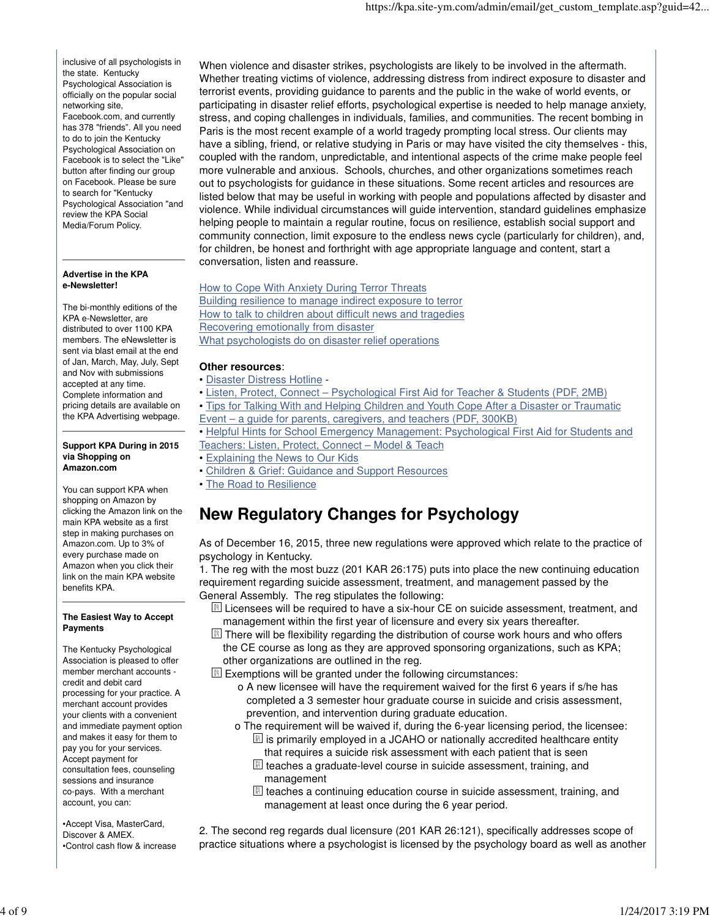inclusive of all psychologists in the state. Kentucky Psychological Association is officially on the popular social networking site, Facebook.com, and currently has 378 "friends". All you need to do to join the Kentucky Psychological Association on Facebook is to select the "Like" button after finding our group on Facebook. Please be sure to search for "Kentucky Psychological Association "and review the KPA Social Media/Forum Policy.

**Advertise in the KPA e-Newsletter!**

The bi-monthly editions of the KPA e-Newsletter, are distributed to over 1100 KPA members. The eNewsletter is sent via blast email at the end of Jan, March, May, July, Sept and Nov with submissions accepted at any time. Complete information and pricing details are available on the KPA Advertising webpage.

**Support KPA During in 2015 via Shopping on Amazon.com**

You can support KPA when shopping on Amazon by clicking the Amazon link on the main KPA website as a first step in making purchases on Amazon.com. Up to 3% of every purchase made on Amazon when you click their link on the main KPA website benefits KPA.

**The Easiest Way to Accept Payments**

The Kentucky Psychological Association is pleased to offer member merchant accounts - credit and debit card processing for your practice. A merchant account provides your clients with a convenient and immediate payment option and makes it easy for them to pay you for your services. Accept payment for consultation fees, counseling sessions and insurance co-pays. With a merchant account, you can:

•Accept Visa, MasterCard, Discover & AMEX.
•Control cash flow & increase

When violence and disaster strikes, psychologists are likely to be involved in the aftermath. Whether treating victims of violence, addressing distress from indirect exposure to disaster and terrorist events, providing guidance to parents and the public in the wake of world events, or participating in disaster relief efforts, psychological expertise is needed to help manage anxiety, stress, and coping challenges in individuals, families, and communities. The recent bombing in Paris is the most recent example of a world tragedy prompting local stress. Our clients may have a sibling, friend, or relative studying in Paris or may have visited the city themselves - this, coupled with the random, unpredictable, and intentional aspects of the crime make people feel more vulnerable and anxious. Schools, churches, and other organizations sometimes reach out to psychologists for guidance in these situations. Some recent articles and resources are listed below that may be useful in working with people and populations affected by disaster and violence. While individual circumstances will guide intervention, standard guidelines emphasize helping people to maintain a regular routine, focus on resilience, establish social support and community connection, limit exposure to the endless news cycle (particularly for children), and, for children, be honest and forthright with age appropriate language and content, start a conversation, listen and reassure.

How to Cope With Anxiety During Terror Threats
Building resilience to manage indirect exposure to terror
How to talk to children about difficult news and tragedies
Recovering emotionally from disaster
What psychologists do on disaster relief operations

**Other resources**:
• Disaster Distress Hotline -
• Listen, Protect, Connect – Psychological First Aid for Teacher & Students (PDF, 2MB)
• Tips for Talking With and Helping Children and Youth Cope After a Disaster or Traumatic Event – a guide for parents, caregivers, and teachers (PDF, 300KB)
• Helpful Hints for School Emergency Management: Psychological First Aid for Students and Teachers: Listen, Protect, Connect – Model & Teach
• Explaining the News to Our Kids
• Children & Grief: Guidance and Support Resources
• The Road to Resilience

# New Regulatory Changes for Psychology

As of December 16, 2015, three new regulations were approved which relate to the practice of psychology in Kentucky.

1. The reg with the most buzz (201 KAR 26:175) puts into place the new continuing education requirement regarding suicide assessment, treatment, and management passed by the General Assembly. The reg stipulates the following:

- Licensees will be required to have a six-hour CE on suicide assessment, treatment, and management within the first year of licensure and every six years thereafter.
- There will be flexibility regarding the distribution of course work hours and who offers the CE course as long as they are approved sponsoring organizations, such as KPA; other organizations are outlined in the reg.
- Exemptions will be granted under the following circumstances:
  - o A new licensee will have the requirement waived for the first 6 years if s/he has completed a 3 semester hour graduate course in suicide and crisis assessment, prevention, and intervention during graduate education.
  - o The requirement will be waived if, during the 6-year licensing period, the licensee:
    - is primarily employed in a JCAHO or nationally accredited healthcare entity that requires a suicide risk assessment with each patient that is seen
    - teaches a graduate-level course in suicide assessment, training, and management
    - teaches a continuing education course in suicide assessment, training, and management at least once during the 6 year period.

2. The second reg regards dual licensure (201 KAR 26:121), specifically addresses scope of practice situations where a psychologist is licensed by the psychology board as well as another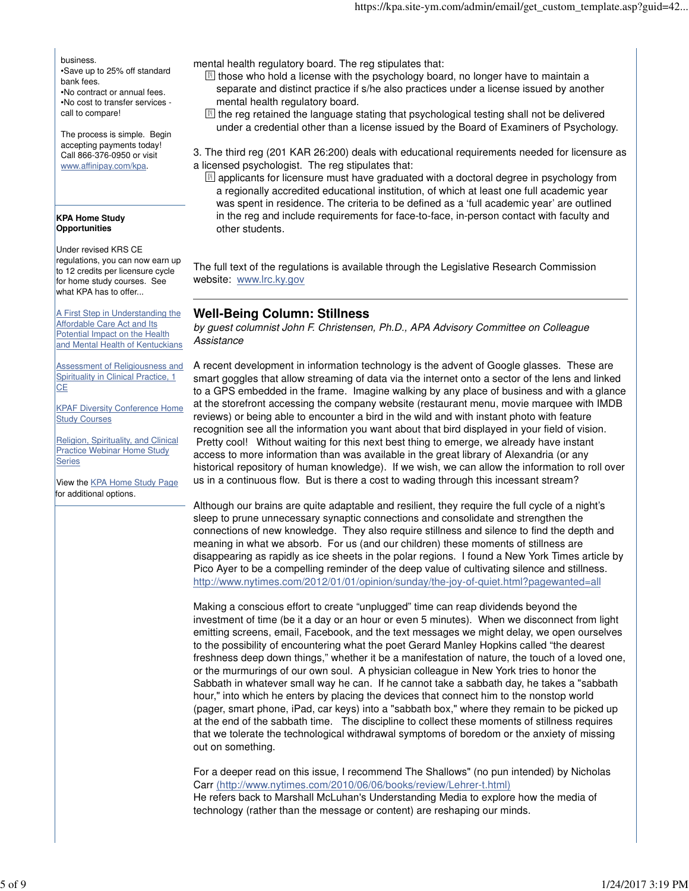business.
•Save up to 25% off standard bank fees.
•No contract or annual fees.
•No cost to transfer services - call to compare!

The process is simple. Begin accepting payments today! Call 866-376-0950 or visit www.affinipay.com/kpa.

**KPA Home Study Opportunities**

Under revised KRS CE regulations, you can now earn up to 12 credits per licensure cycle for home study courses. See what KPA has to offer...

[A First Step in Understanding the Affordable Care Act and Its Potential Impact on the Health and Mental Health of Kentuckians]

[Assessment of Religiousness and Spirituality in Clinical Practice, 1 CE]

[KPAF Diversity Conference Home Study Courses]

[Religion, Spirituality, and Clinical Practice Webinar Home Study Series]

View the KPA Home Study Page for additional options.

mental health regulatory board. The reg stipulates that:

- those who hold a license with the psychology board, no longer have to maintain a separate and distinct practice if s/he also practices under a license issued by another mental health regulatory board.
- the reg retained the language stating that psychological testing shall not be delivered under a credential other than a license issued by the Board of Examiners of Psychology.

3. The third reg (201 KAR 26:200) deals with educational requirements needed for licensure as a licensed psychologist. The reg stipulates that:

- applicants for licensure must have graduated with a doctoral degree in psychology from a regionally accredited educational institution, of which at least one full academic year was spent in residence. The criteria to be defined as a 'full academic year' are outlined in the reg and include requirements for face-to-face, in-person contact with faculty and other students.

The full text of the regulations is available through the Legislative Research Commission website: www.lrc.ky.gov

## Well-Being Column: Stillness

*by guest columnist John F. Christensen, Ph.D., APA Advisory Committee on Colleague Assistance*

A recent development in information technology is the advent of Google glasses. These are smart goggles that allow streaming of data via the internet onto a sector of the lens and linked to a GPS embedded in the frame. Imagine walking by any place of business and with a glance at the storefront accessing the company website (restaurant menu, movie marquee with IMDB reviews) or being able to encounter a bird in the wild and with instant photo with feature recognition see all the information you want about that bird displayed in your field of vision. Pretty cool! Without waiting for this next best thing to emerge, we already have instant access to more information than was available in the great library of Alexandria (or any historical repository of human knowledge). If we wish, we can allow the information to roll over us in a continuous flow. But is there a cost to wading through this incessant stream?

Although our brains are quite adaptable and resilient, they require the full cycle of a night's sleep to prune unnecessary synaptic connections and consolidate and strengthen the connections of new knowledge. They also require stillness and silence to find the depth and meaning in what we absorb. For us (and our children) these moments of stillness are disappearing as rapidly as ice sheets in the polar regions. I found a New York Times article by Pico Ayer to be a compelling reminder of the deep value of cultivating silence and stillness. http://www.nytimes.com/2012/01/01/opinion/sunday/the-joy-of-quiet.html?pagewanted=all

Making a conscious effort to create "unplugged" time can reap dividends beyond the investment of time (be it a day or an hour or even 5 minutes). When we disconnect from light emitting screens, email, Facebook, and the text messages we might delay, we open ourselves to the possibility of encountering what the poet Gerard Manley Hopkins called "the dearest freshness deep down things," whether it be a manifestation of nature, the touch of a loved one, or the murmurings of our own soul. A physician colleague in New York tries to honor the Sabbath in whatever small way he can. If he cannot take a sabbath day, he takes a "sabbath hour," into which he enters by placing the devices that connect him to the nonstop world (pager, smart phone, iPad, car keys) into a "sabbath box," where they remain to be picked up at the end of the sabbath time. The discipline to collect these moments of stillness requires that we tolerate the technological withdrawal symptoms of boredom or the anxiety of missing out on something.

For a deeper read on this issue, I recommend The Shallows" (no pun intended) by Nicholas Carr (http://www.nytimes.com/2010/06/06/books/review/Lehrer-t.html)
He refers back to Marshall McLuhan's Understanding Media to explore how the media of technology (rather than the message or content) are reshaping our minds.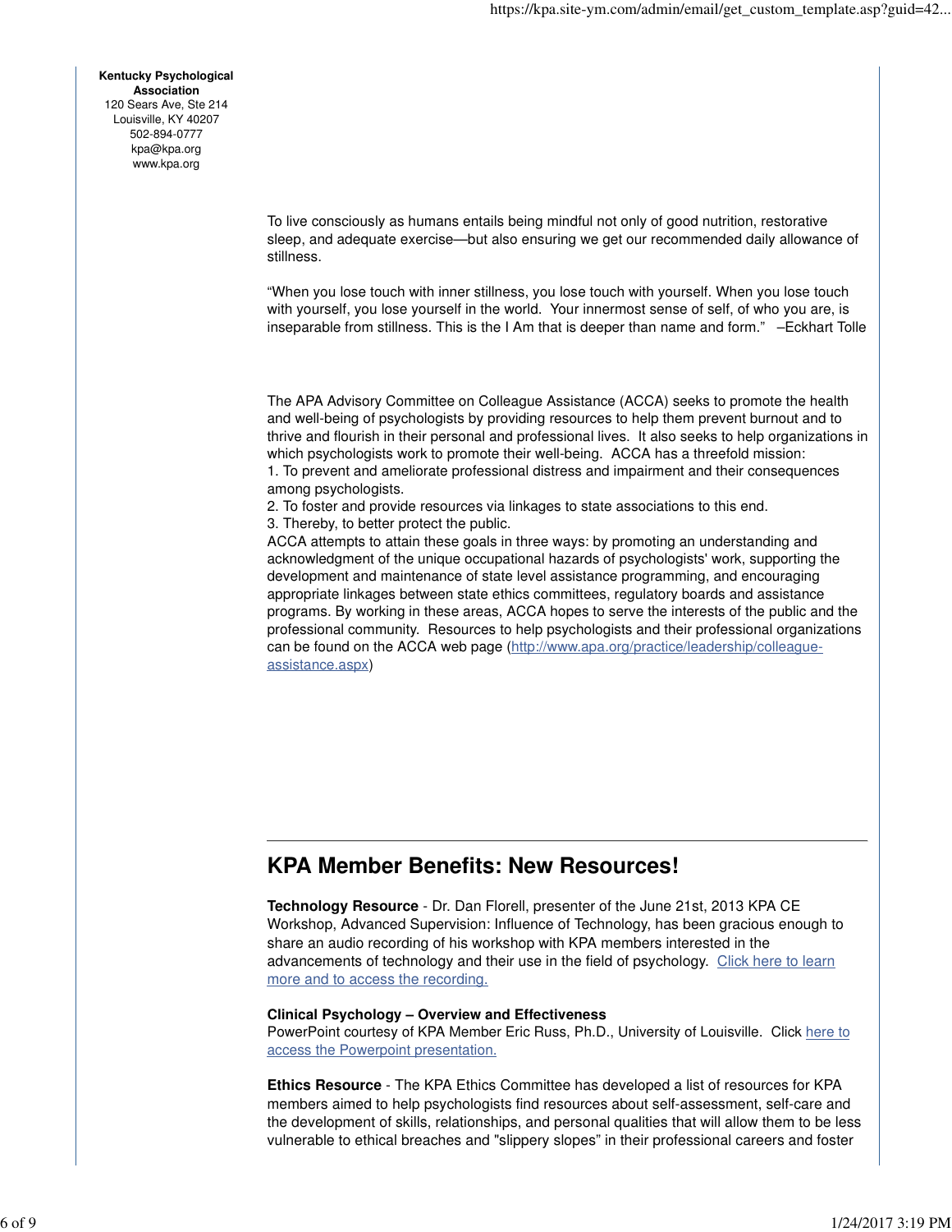**Kentucky Psychological Association**
120 Sears Ave, Ste 214
Louisville, KY 40207
502-894-0777
kpa@kpa.org
www.kpa.org

To live consciously as humans entails being mindful not only of good nutrition, restorative sleep, and adequate exercise—but also ensuring we get our recommended daily allowance of stillness.

“When you lose touch with inner stillness, you lose touch with yourself. When you lose touch with yourself, you lose yourself in the world. Your innermost sense of self, of who you are, is inseparable from stillness. This is the I Am that is deeper than name and form.” –Eckhart Tolle

The APA Advisory Committee on Colleague Assistance (ACCA) seeks to promote the health and well-being of psychologists by providing resources to help them prevent burnout and to thrive and flourish in their personal and professional lives. It also seeks to help organizations in which psychologists work to promote their well-being. ACCA has a threefold mission:

1. To prevent and ameliorate professional distress and impairment and their consequences among psychologists.
2. To foster and provide resources via linkages to state associations to this end.
3. Thereby, to better protect the public.

ACCA attempts to attain these goals in three ways: by promoting an understanding and acknowledgment of the unique occupational hazards of psychologists' work, supporting the development and maintenance of state level assistance programming, and encouraging appropriate linkages between state ethics committees, regulatory boards and assistance programs. By working in these areas, ACCA hopes to serve the interests of the public and the professional community. Resources to help psychologists and their professional organizations can be found on the ACCA web page (http://www.apa.org/practice/leadership/colleague-assistance.aspx)

---

## KPA Member Benefits: New Resources!

**Technology Resource** - Dr. Dan Florell, presenter of the June 21st, 2013 KPA CE Workshop, Advanced Supervision: Influence of Technology, has been gracious enough to share an audio recording of his workshop with KPA members interested in the advancements of technology and their use in the field of psychology. Click here to learn more and to access the recording.

**Clinical Psychology – Overview and Effectiveness**
PowerPoint courtesy of KPA Member Eric Russ, Ph.D., University of Louisville. Click here to access the Powerpoint presentation.

**Ethics Resource** - The KPA Ethics Committee has developed a list of resources for KPA members aimed to help psychologists find resources about self-assessment, self-care and the development of skills, relationships, and personal qualities that will allow them to be less vulnerable to ethical breaches and "slippery slopes” in their professional careers and foster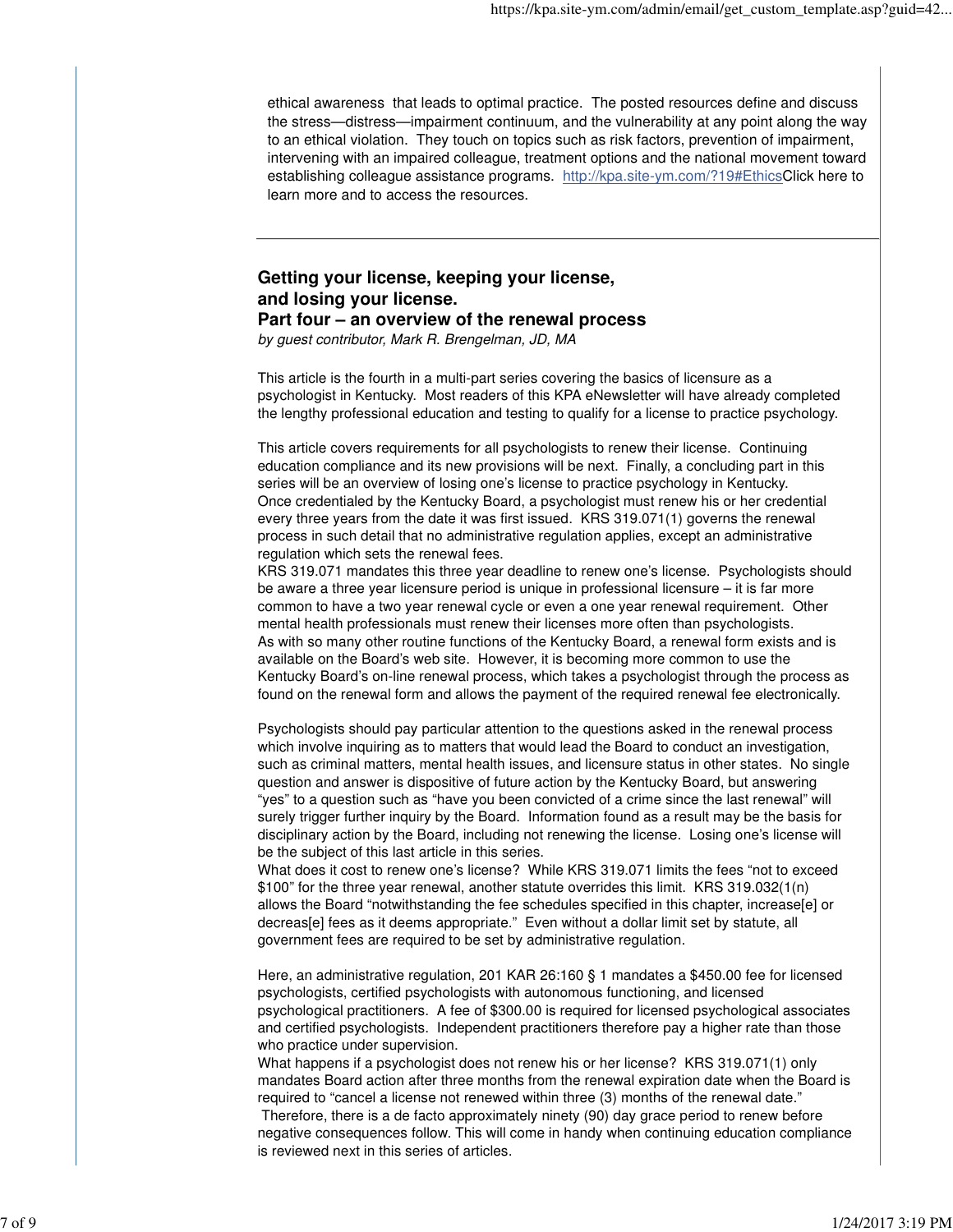ethical awareness that leads to optimal practice. The posted resources define and discuss the stress—distress—impairment continuum, and the vulnerability at any point along the way to an ethical violation. They touch on topics such as risk factors, prevention of impairment, intervening with an impaired colleague, treatment options and the national movement toward establishing colleague assistance programs. http://kpa.site-ym.com/?19#EthicsClick here to learn more and to access the resources.

---

## Getting your license, keeping your license, and losing your license.
## Part four – an overview of the renewal process

*by guest contributor, Mark R. Brengelman, JD, MA*

This article is the fourth in a multi-part series covering the basics of licensure as a psychologist in Kentucky. Most readers of this KPA eNewsletter will have already completed the lengthy professional education and testing to qualify for a license to practice psychology.

This article covers requirements for all psychologists to renew their license. Continuing education compliance and its new provisions will be next. Finally, a concluding part in this series will be an overview of losing one's license to practice psychology in Kentucky.
Once credentialed by the Kentucky Board, a psychologist must renew his or her credential every three years from the date it was first issued. KRS 319.071(1) governs the renewal process in such detail that no administrative regulation applies, except an administrative regulation which sets the renewal fees.
KRS 319.071 mandates this three year deadline to renew one's license. Psychologists should be aware a three year licensure period is unique in professional licensure – it is far more common to have a two year renewal cycle or even a one year renewal requirement. Other mental health professionals must renew their licenses more often than psychologists.
As with so many other routine functions of the Kentucky Board, a renewal form exists and is available on the Board's web site. However, it is becoming more common to use the Kentucky Board's on-line renewal process, which takes a psychologist through the process as found on the renewal form and allows the payment of the required renewal fee electronically.

Psychologists should pay particular attention to the questions asked in the renewal process which involve inquiring as to matters that would lead the Board to conduct an investigation, such as criminal matters, mental health issues, and licensure status in other states. No single question and answer is dispositive of future action by the Kentucky Board, but answering "yes" to a question such as "have you been convicted of a crime since the last renewal" will surely trigger further inquiry by the Board. Information found as a result may be the basis for disciplinary action by the Board, including not renewing the license. Losing one's license will be the subject of this last article in this series.
What does it cost to renew one's license? While KRS 319.071 limits the fees "not to exceed $100" for the three year renewal, another statute overrides this limit. KRS 319.032(1(n) allows the Board "notwithstanding the fee schedules specified in this chapter, increase[e] or decreas[e] fees as it deems appropriate." Even without a dollar limit set by statute, all government fees are required to be set by administrative regulation.

Here, an administrative regulation, 201 KAR 26:160 § 1 mandates a $450.00 fee for licensed psychologists, certified psychologists with autonomous functioning, and licensed psychological practitioners. A fee of $300.00 is required for licensed psychological associates and certified psychologists. Independent practitioners therefore pay a higher rate than those who practice under supervision.
What happens if a psychologist does not renew his or her license? KRS 319.071(1) only mandates Board action after three months from the renewal expiration date when the Board is required to "cancel a license not renewed within three (3) months of the renewal date."
Therefore, there is a de facto approximately ninety (90) day grace period to renew before negative consequences follow. This will come in handy when continuing education compliance is reviewed next in this series of articles.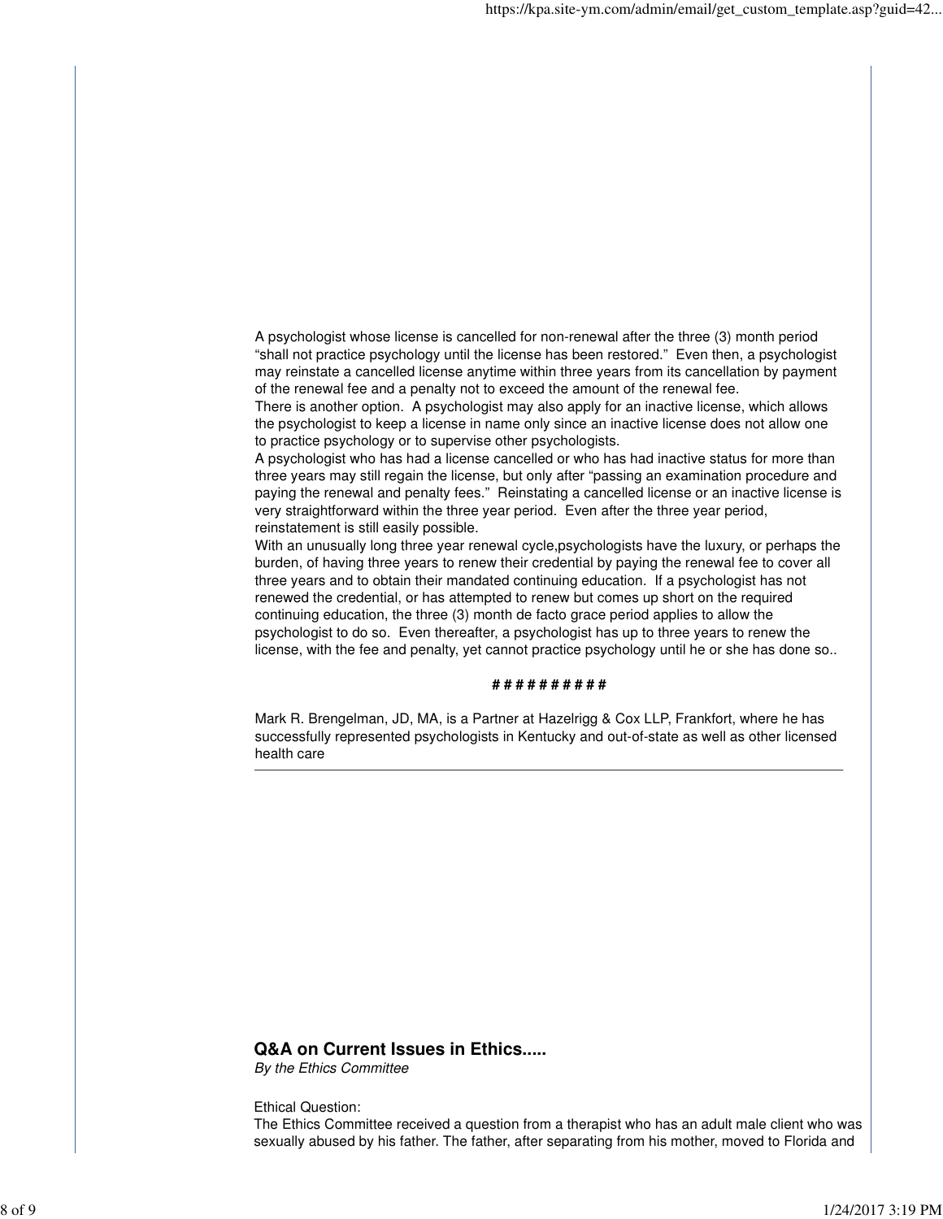A psychologist whose license is cancelled for non-renewal after the three (3) month period "shall not practice psychology until the license has been restored." Even then, a psychologist may reinstate a cancelled license anytime within three years from its cancellation by payment of the renewal fee and a penalty not to exceed the amount of the renewal fee.

There is another option. A psychologist may also apply for an inactive license, which allows the psychologist to keep a license in name only since an inactive license does not allow one to practice psychology or to supervise other psychologists.

A psychologist who has had a license cancelled or who has had inactive status for more than three years may still regain the license, but only after "passing an examination procedure and paying the renewal and penalty fees." Reinstating a cancelled license or an inactive license is very straightforward within the three year period. Even after the three year period, reinstatement is still easily possible.

With an unusually long three year renewal cycle,psychologists have the luxury, or perhaps the burden, of having three years to renew their credential by paying the renewal fee to cover all three years and to obtain their mandated continuing education. If a psychologist has not renewed the credential, or has attempted to renew but comes up short on the required continuing education, the three (3) month de facto grace period applies to allow the psychologist to do so. Even thereafter, a psychologist has up to three years to renew the license, with the fee and penalty, yet cannot practice psychology until he or she has done so..

**# # # # # # # # # #**

Mark R. Brengelman, JD, MA, is a Partner at Hazelrigg & Cox LLP, Frankfort, where he has successfully represented psychologists in Kentucky and out-of-state as well as other licensed health care

---

## Q&A on Current Issues in Ethics.....

*By the Ethics Committee*

Ethical Question:

The Ethics Committee received a question from a therapist who has an adult male client who was sexually abused by his father. The father, after separating from his mother, moved to Florida and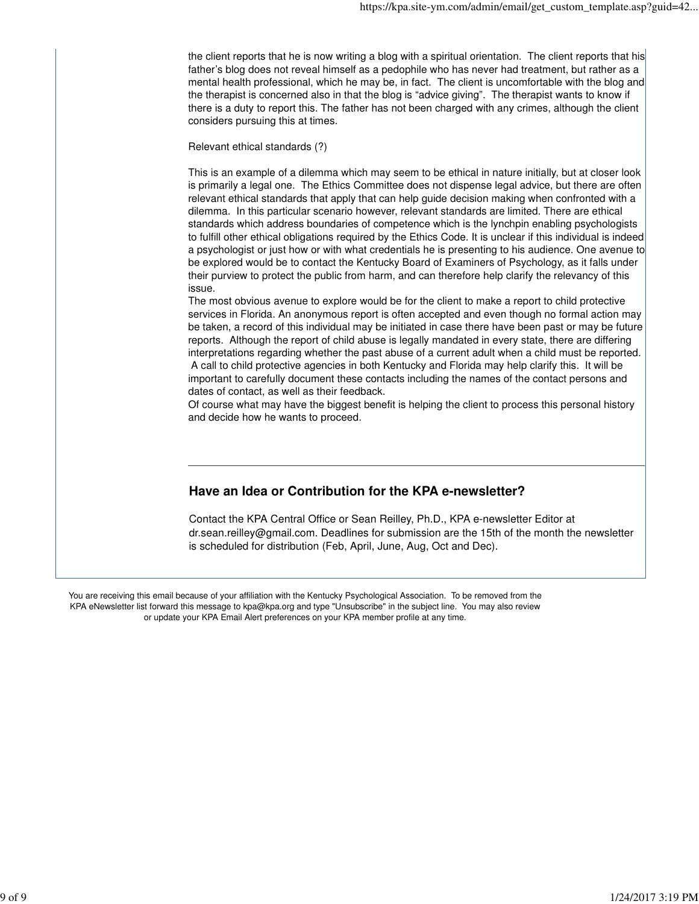the client reports that he is now writing a blog with a spiritual orientation. The client reports that his father's blog does not reveal himself as a pedophile who has never had treatment, but rather as a mental health professional, which he may be, in fact. The client is uncomfortable with the blog and the therapist is concerned also in that the blog is "advice giving". The therapist wants to know if there is a duty to report this. The father has not been charged with any crimes, although the client considers pursuing this at times.

Relevant ethical standards (?)

This is an example of a dilemma which may seem to be ethical in nature initially, but at closer look is primarily a legal one. The Ethics Committee does not dispense legal advice, but there are often relevant ethical standards that apply that can help guide decision making when confronted with a dilemma. In this particular scenario however, relevant standards are limited. There are ethical standards which address boundaries of competence which is the lynchpin enabling psychologists to fulfill other ethical obligations required by the Ethics Code. It is unclear if this individual is indeed a psychologist or just how or with what credentials he is presenting to his audience. One avenue to be explored would be to contact the Kentucky Board of Examiners of Psychology, as it falls under their purview to protect the public from harm, and can therefore help clarify the relevancy of this issue.
The most obvious avenue to explore would be for the client to make a report to child protective services in Florida. An anonymous report is often accepted and even though no formal action may be taken, a record of this individual may be initiated in case there have been past or may be future reports. Although the report of child abuse is legally mandated in every state, there are differing interpretations regarding whether the past abuse of a current adult when a child must be reported. A call to child protective agencies in both Kentucky and Florida may help clarify this. It will be important to carefully document these contacts including the names of the contact persons and dates of contact, as well as their feedback.
Of course what may have the biggest benefit is helping the client to process this personal history and decide how he wants to proceed.

---

## Have an Idea or Contribution for the KPA e-newsletter?

Contact the KPA Central Office or Sean Reilley, Ph.D., KPA e-newsletter Editor at dr.sean.reilley@gmail.com. Deadlines for submission are the 15th of the month the newsletter is scheduled for distribution (Feb, April, June, Aug, Oct and Dec).

You are receiving this email because of your affiliation with the Kentucky Psychological Association. To be removed from the KPA eNewsletter list forward this message to kpa@kpa.org and type "Unsubscribe" in the subject line. You may also review or update your KPA Email Alert preferences on your KPA member profile at any time.